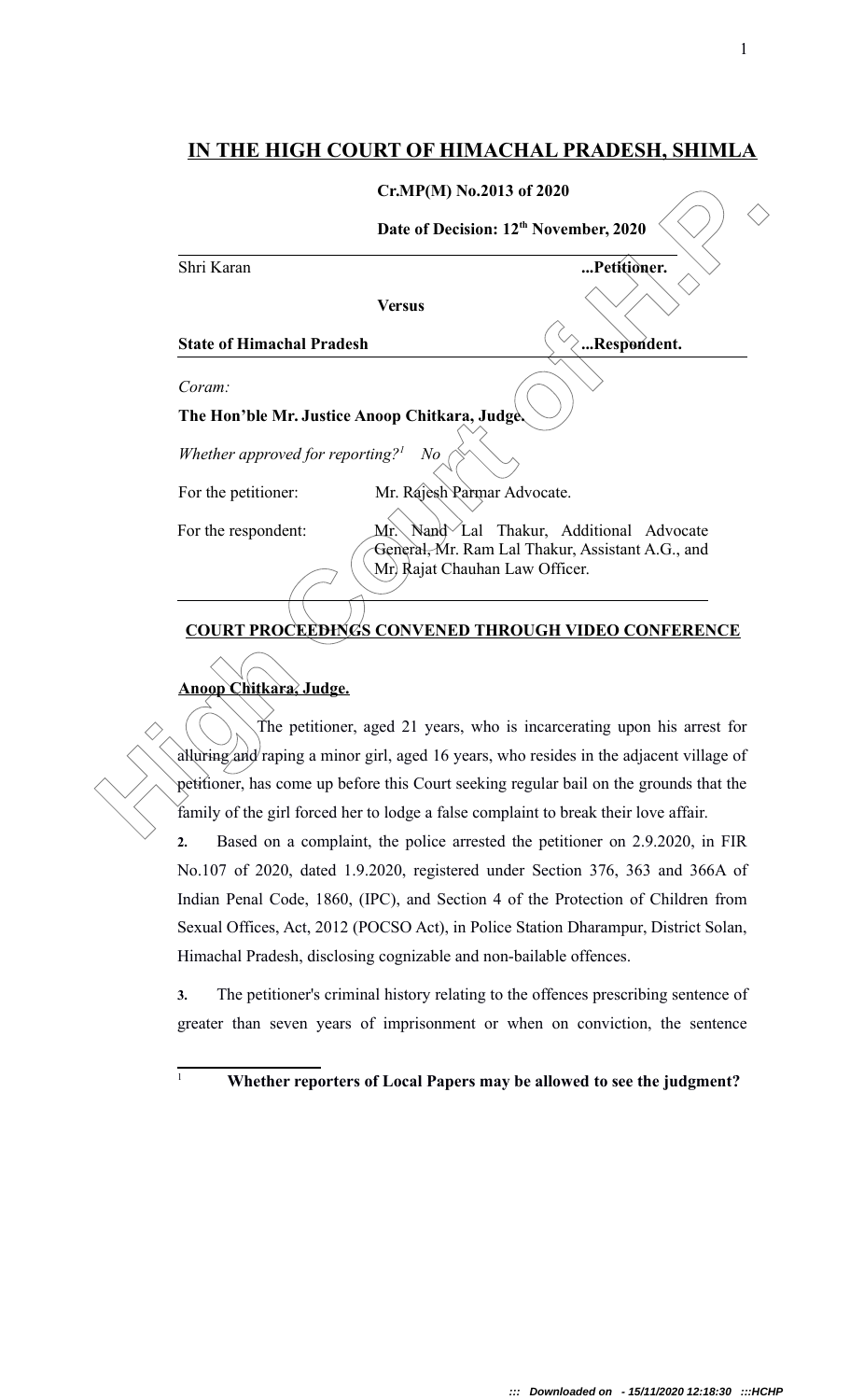# IN THE HIGH COURT OF HIMACHAL PRADESH, SHIMLA

**Cr.MP(M) No.2013 of 2020**

**Date of Decision: 12th November, 2020**

Shri Karan ...**Petitioner.**

**Versus**

**State of Himachal Pradesh** ...**Respondent.**

*Coram:*

**The Hon'ble Mr. Justice Anoop Chitkara, Judge.**

*Whether approved for reporting?*[1] *No*

| | |
|---|---|
| For the petitioner: | Mr. Rajesh Parmar Advocate. |
| For the respondent: | Mr. Nand Lal Thakur, Additional Advocate General, Mr. Ram Lal Thakur, Assistant A.G., and Mr. Rajat Chauhan Law Officer. |

**COURT PROCEEDINGS CONVENED THROUGH VIDEO CONFERENCE**

**Anoop Chitkara, Judge.**

The petitioner, aged 21 years, who is incarcerating upon his arrest for alluring and raping a minor girl, aged 16 years, who resides in the adjacent village of petitioner, has come up before this Court seeking regular bail on the grounds that the family of the girl forced her to lodge a false complaint to break their love affair.

**2.** Based on a complaint, the police arrested the petitioner on 2.9.2020, in FIR No.107 of 2020, dated 1.9.2020, registered under Section 376, 363 and 366A of Indian Penal Code, 1860, (IPC), and Section 4 of the Protection of Children from Sexual Offices, Act, 2012 (POCSO Act), in Police Station Dharampur, District Solan, Himachal Pradesh, disclosing cognizable and non-bailable offences.

**3.** The petitioner's criminal history relating to the offences prescribing sentence of greater than seven years of imprisonment or when on conviction, the sentence

[1] **Whether reporters of Local Papers may be allowed to see the judgment?**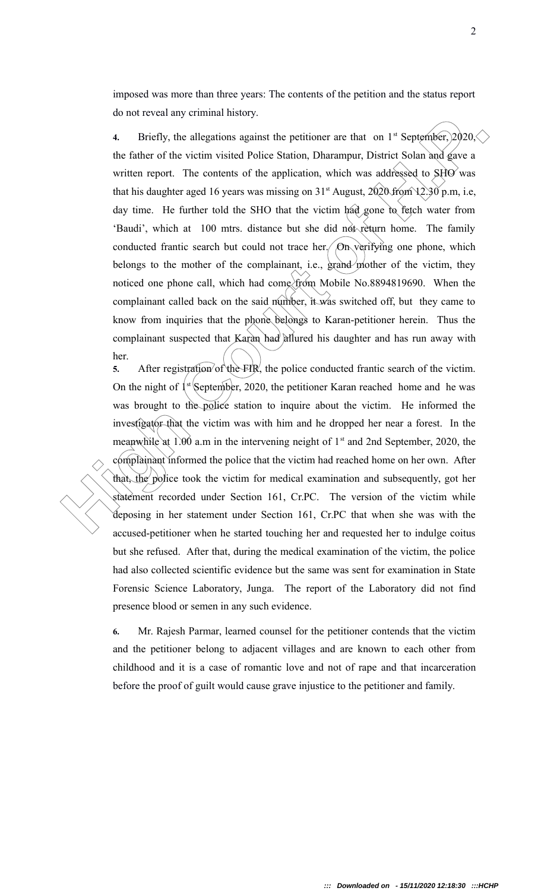imposed was more than three years: The contents of the petition and the status report do not reveal any criminal history.

**4.** Briefly, the allegations against the petitioner are that on 1st September, 2020, the father of the victim visited Police Station, Dharampur, District Solan and gave a written report. The contents of the application, which was addressed to SHO was that his daughter aged 16 years was missing on 31st August, 2020 from 12.30 p.m, i.e, day time. He further told the SHO that the victim had gone to fetch water from 'Baudi', which at 100 mtrs. distance but she did not return home. The family conducted frantic search but could not trace her. On verifying one phone, which belongs to the mother of the complainant, i.e., grand mother of the victim, they noticed one phone call, which had come from Mobile No.8894819690. When the complainant called back on the said number, it was switched off, but they came to know from inquiries that the phone belongs to Karan-petitioner herein. Thus the complainant suspected that Karan had allured his daughter and has run away with her.

**5.** After registration of the FIR, the police conducted frantic search of the victim. On the night of 1st September, 2020, the petitioner Karan reached home and he was was brought to the police station to inquire about the victim. He informed the investigator that the victim was with him and he dropped her near a forest. In the meanwhile at 1.00 a.m in the intervening neight of 1st and 2nd September, 2020, the complainant informed the police that the victim had reached home on her own. After that, the police took the victim for medical examination and subsequently, got her statement recorded under Section 161, Cr.PC. The version of the victim while deposing in her statement under Section 161, Cr.PC that when she was with the accused-petitioner when he started touching her and requested her to indulge coitus but she refused. After that, during the medical examination of the victim, the police had also collected scientific evidence but the same was sent for examination in State Forensic Science Laboratory, Junga. The report of the Laboratory did not find presence blood or semen in any such evidence.

**6.** Mr. Rajesh Parmar, learned counsel for the petitioner contends that the victim and the petitioner belong to adjacent villages and are known to each other from childhood and it is a case of romantic love and not of rape and that incarceration before the proof of guilt would cause grave injustice to the petitioner and family.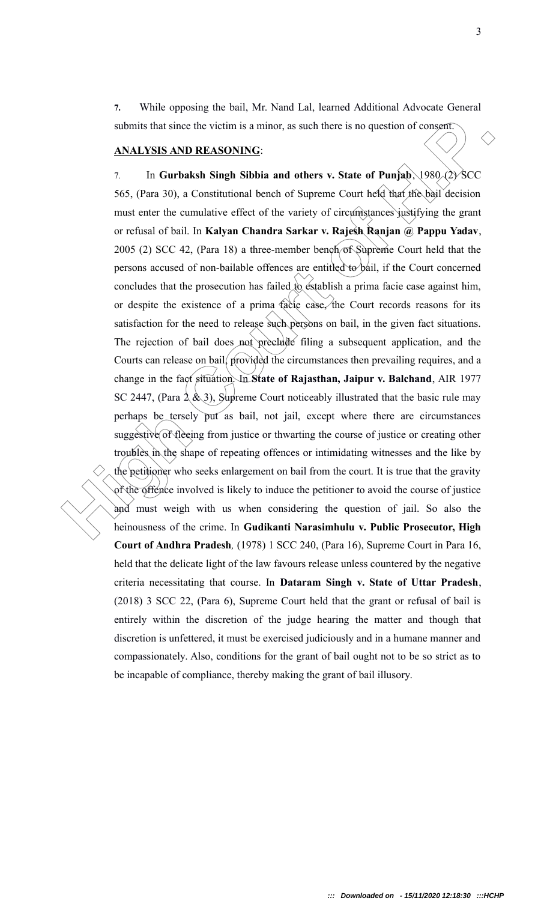**7.** While opposing the bail, Mr. Nand Lal, learned Additional Advocate General submits that since the victim is a minor, as such there is no question of consent.

**ANALYSIS AND REASONING**:

7. In **Gurbaksh Singh Sibbia and others v. State of Punjab**, 1980 (2) SCC 565, (Para 30), a Constitutional bench of Supreme Court held that the bail decision must enter the cumulative effect of the variety of circumstances justifying the grant or refusal of bail. In **Kalyan Chandra Sarkar v. Rajesh Ranjan @ Pappu Yadav**, 2005 (2) SCC 42, (Para 18) a three-member bench of Supreme Court held that the persons accused of non-bailable offences are entitled to bail, if the Court concerned concludes that the prosecution has failed to establish a prima facie case against him, or despite the existence of a prima facie case, the Court records reasons for its satisfaction for the need to release such persons on bail, in the given fact situations. The rejection of bail does not preclude filing a subsequent application, and the Courts can release on bail, provided the circumstances then prevailing requires, and a change in the fact situation. In **State of Rajasthan, Jaipur v. Balchand**, AIR 1977 SC 2447, (Para 2 & 3), Supreme Court noticeably illustrated that the basic rule may perhaps be tersely put as bail, not jail, except where there are circumstances suggestive of fleeing from justice or thwarting the course of justice or creating other troubles in the shape of repeating offences or intimidating witnesses and the like by the petitioner who seeks enlargement on bail from the court. It is true that the gravity of the offence involved is likely to induce the petitioner to avoid the course of justice and must weigh with us when considering the question of jail. So also the heinousness of the crime. In **Gudikanti Narasimhulu v. Public Prosecutor, High Court of Andhra Pradesh**, (1978) 1 SCC 240, (Para 16), Supreme Court in Para 16, held that the delicate light of the law favours release unless countered by the negative criteria necessitating that course. In **Dataram Singh v. State of Uttar Pradesh**, (2018) 3 SCC 22, (Para 6), Supreme Court held that the grant or refusal of bail is entirely within the discretion of the judge hearing the matter and though that discretion is unfettered, it must be exercised judiciously and in a humane manner and compassionately. Also, conditions for the grant of bail ought not to be so strict as to be incapable of compliance, thereby making the grant of bail illusory.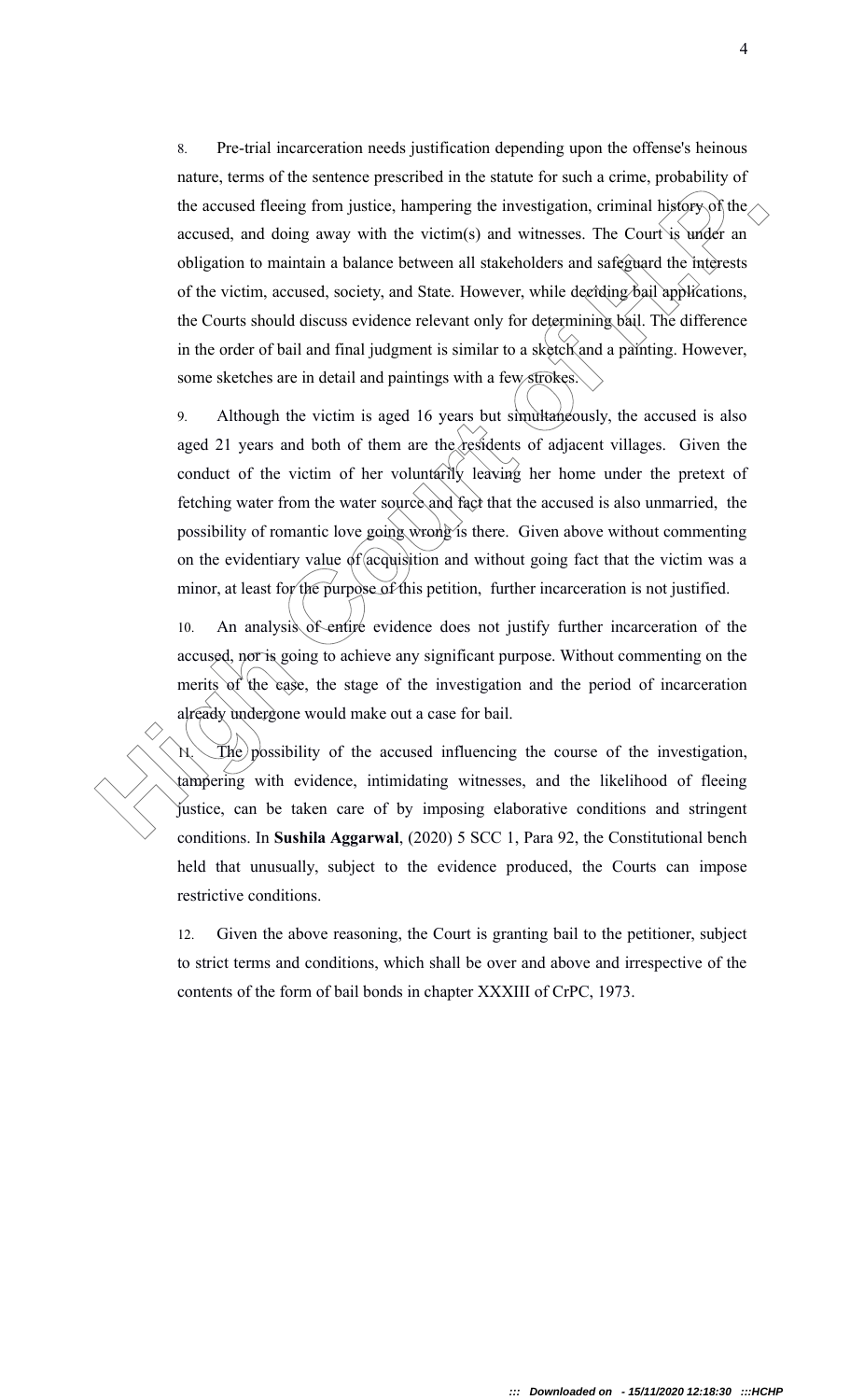8. Pre-trial incarceration needs justification depending upon the offense's heinous nature, terms of the sentence prescribed in the statute for such a crime, probability of the accused fleeing from justice, hampering the investigation, criminal history of the accused, and doing away with the victim(s) and witnesses. The Court is under an obligation to maintain a balance between all stakeholders and safeguard the interests of the victim, accused, society, and State. However, while deciding bail applications, the Courts should discuss evidence relevant only for determining bail. The difference in the order of bail and final judgment is similar to a sketch and a painting. However, some sketches are in detail and paintings with a few strokes.

9. Although the victim is aged 16 years but simultaneously, the accused is also aged 21 years and both of them are the residents of adjacent villages. Given the conduct of the victim of her voluntarily leaving her home under the pretext of fetching water from the water source and fact that the accused is also unmarried, the possibility of romantic love going wrong is there. Given above without commenting on the evidentiary value of acquisition and without going fact that the victim was a minor, at least for the purpose of this petition, further incarceration is not justified.

10. An analysis of entire evidence does not justify further incarceration of the accused, nor is going to achieve any significant purpose. Without commenting on the merits of the case, the stage of the investigation and the period of incarceration already undergone would make out a case for bail.

11. The possibility of the accused influencing the course of the investigation, tampering with evidence, intimidating witnesses, and the likelihood of fleeing justice, can be taken care of by imposing elaborative conditions and stringent conditions. In **Sushila Aggarwal**, (2020) 5 SCC 1, Para 92, the Constitutional bench held that unusually, subject to the evidence produced, the Courts can impose restrictive conditions.

12. Given the above reasoning, the Court is granting bail to the petitioner, subject to strict terms and conditions, which shall be over and above and irrespective of the contents of the form of bail bonds in chapter XXXIII of CrPC, 1973.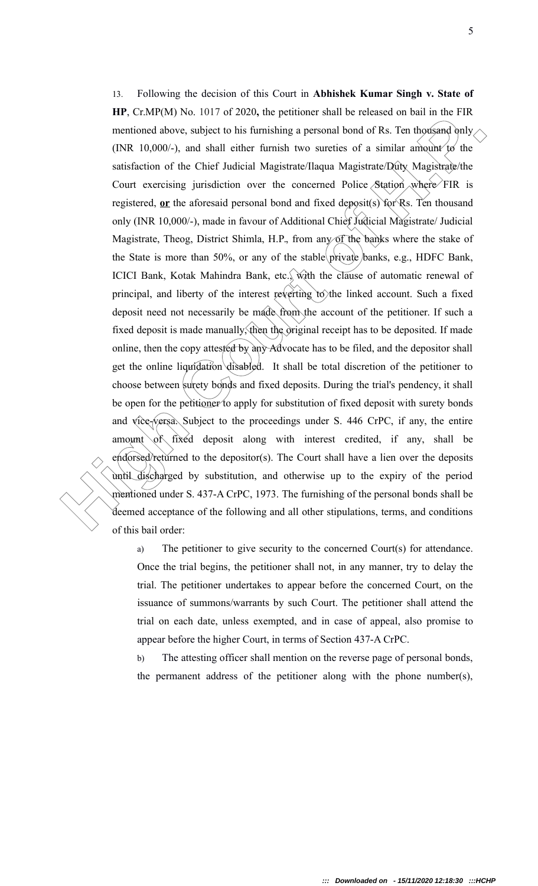13. Following the decision of this Court in **Abhishek Kumar Singh v. State of HP**, Cr.MP(M) No. 1017 of 2020**,** the petitioner shall be released on bail in the FIR mentioned above, subject to his furnishing a personal bond of Rs. Ten thousand only (INR 10,000/-), and shall either furnish two sureties of a similar amount to the satisfaction of the Chief Judicial Magistrate/Ilaqua Magistrate/Duty Magistrate/the Court exercising jurisdiction over the concerned Police Station where FIR is registered, **or** the aforesaid personal bond and fixed deposit(s) for Rs. Ten thousand only (INR 10,000/-), made in favour of Additional Chief Judicial Magistrate/ Judicial Magistrate, Theog, District Shimla, H.P., from any of the banks where the stake of the State is more than 50%, or any of the stable private banks, e.g., HDFC Bank, ICICI Bank, Kotak Mahindra Bank, etc., with the clause of automatic renewal of principal, and liberty of the interest reverting to the linked account. Such a fixed deposit need not necessarily be made from the account of the petitioner. If such a fixed deposit is made manually, then the original receipt has to be deposited. If made online, then the copy attested by any Advocate has to be filed, and the depositor shall get the online liquidation disabled. It shall be total discretion of the petitioner to choose between surety bonds and fixed deposits. During the trial's pendency, it shall be open for the petitioner to apply for substitution of fixed deposit with surety bonds and vice-versa. Subject to the proceedings under S. 446 CrPC, if any, the entire amount of fixed deposit along with interest credited, if any, shall be endorsed/returned to the depositor(s). The Court shall have a lien over the deposits until discharged by substitution, and otherwise up to the expiry of the period mentioned under S. 437-A CrPC, 1973. The furnishing of the personal bonds shall be deemed acceptance of the following and all other stipulations, terms, and conditions of this bail order:

a) The petitioner to give security to the concerned Court(s) for attendance. Once the trial begins, the petitioner shall not, in any manner, try to delay the trial. The petitioner undertakes to appear before the concerned Court, on the issuance of summons/warrants by such Court. The petitioner shall attend the trial on each date, unless exempted, and in case of appeal, also promise to appear before the higher Court, in terms of Section 437-A CrPC.

b) The attesting officer shall mention on the reverse page of personal bonds, the permanent address of the petitioner along with the phone number(s),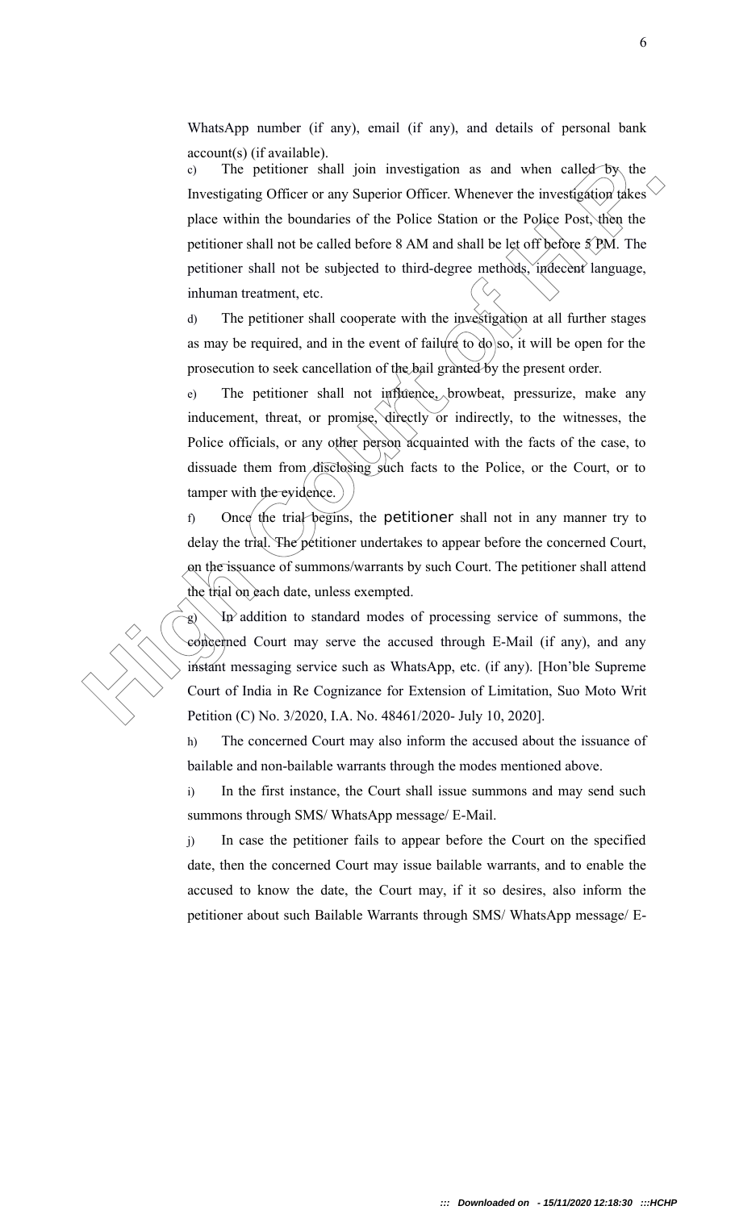WhatsApp number (if any), email (if any), and details of personal bank account(s) (if available).

c) The petitioner shall join investigation as and when called by the Investigating Officer or any Superior Officer. Whenever the investigation takes place within the boundaries of the Police Station or the Police Post, then the petitioner shall not be called before 8 AM and shall be let off before 5 PM. The petitioner shall not be subjected to third-degree methods, indecent language, inhuman treatment, etc.

d) The petitioner shall cooperate with the investigation at all further stages as may be required, and in the event of failure to do so, it will be open for the prosecution to seek cancellation of the bail granted by the present order.

e) The petitioner shall not influence, browbeat, pressurize, make any inducement, threat, or promise, directly or indirectly, to the witnesses, the Police officials, or any other person acquainted with the facts of the case, to dissuade them from disclosing such facts to the Police, or the Court, or to tamper with the evidence.

f) Once the trial begins, the petitioner shall not in any manner try to delay the trial. The petitioner undertakes to appear before the concerned Court, on the issuance of summons/warrants by such Court. The petitioner shall attend the trial on each date, unless exempted.

g) In addition to standard modes of processing service of summons, the concerned Court may serve the accused through E-Mail (if any), and any instant messaging service such as WhatsApp, etc. (if any). [Hon'ble Supreme Court of India in Re Cognizance for Extension of Limitation, Suo Moto Writ Petition (C) No. 3/2020, I.A. No. 48461/2020- July 10, 2020].

h) The concerned Court may also inform the accused about the issuance of bailable and non-bailable warrants through the modes mentioned above.

i) In the first instance, the Court shall issue summons and may send such summons through SMS/ WhatsApp message/ E-Mail.

j) In case the petitioner fails to appear before the Court on the specified date, then the concerned Court may issue bailable warrants, and to enable the accused to know the date, the Court may, if it so desires, also inform the petitioner about such Bailable Warrants through SMS/ WhatsApp message/ E-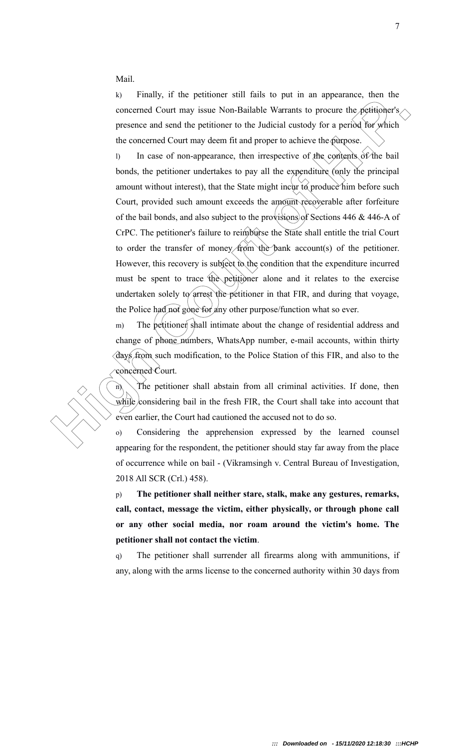Mail.

k) Finally, if the petitioner still fails to put in an appearance, then the concerned Court may issue Non-Bailable Warrants to procure the petitioner's presence and send the petitioner to the Judicial custody for a period for which the concerned Court may deem fit and proper to achieve the purpose.

l) In case of non-appearance, then irrespective of the contents of the bail bonds, the petitioner undertakes to pay all the expenditure (only the principal amount without interest), that the State might incur to produce him before such Court, provided such amount exceeds the amount recoverable after forfeiture of the bail bonds, and also subject to the provisions of Sections 446 & 446-A of CrPC. The petitioner's failure to reimburse the State shall entitle the trial Court to order the transfer of money from the bank account(s) of the petitioner. However, this recovery is subject to the condition that the expenditure incurred must be spent to trace the petitioner alone and it relates to the exercise undertaken solely to arrest the petitioner in that FIR, and during that voyage, the Police had not gone for any other purpose/function what so ever.

m) The petitioner shall intimate about the change of residential address and change of phone numbers, WhatsApp number, e-mail accounts, within thirty days from such modification, to the Police Station of this FIR, and also to the concerned Court.

n) The petitioner shall abstain from all criminal activities. If done, then while considering bail in the fresh FIR, the Court shall take into account that even earlier, the Court had cautioned the accused not to do so.

o) Considering the apprehension expressed by the learned counsel appearing for the respondent, the petitioner should stay far away from the place of occurrence while on bail - (Vikramsingh v. Central Bureau of Investigation, 2018 All SCR (Crl.) 458).

p) **The petitioner shall neither stare, stalk, make any gestures, remarks, call, contact, message the victim, either physically, or through phone call or any other social media, nor roam around the victim's home. The petitioner shall not contact the victim**.

q) The petitioner shall surrender all firearms along with ammunitions, if any, along with the arms license to the concerned authority within 30 days from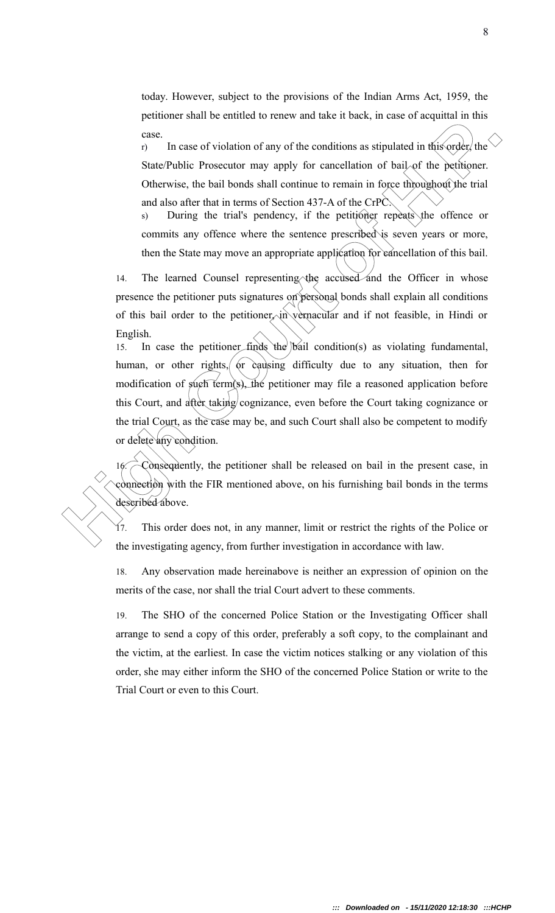today. However, subject to the provisions of the Indian Arms Act, 1959, the petitioner shall be entitled to renew and take it back, in case of acquittal in this case.

r) In case of violation of any of the conditions as stipulated in this order, the State/Public Prosecutor may apply for cancellation of bail of the petitioner. Otherwise, the bail bonds shall continue to remain in force throughout the trial and also after that in terms of Section 437-A of the CrPC.

s) During the trial's pendency, if the petitioner repeats the offence or commits any offence where the sentence prescribed is seven years or more, then the State may move an appropriate application for cancellation of this bail.

14. The learned Counsel representing the accused and the Officer in whose presence the petitioner puts signatures on personal bonds shall explain all conditions of this bail order to the petitioner, in vernacular and if not feasible, in Hindi or English.

15. In case the petitioner finds the bail condition(s) as violating fundamental, human, or other rights, or causing difficulty due to any situation, then for modification of such term(s), the petitioner may file a reasoned application before this Court, and after taking cognizance, even before the Court taking cognizance or the trial Court, as the case may be, and such Court shall also be competent to modify or delete any condition.

16. Consequently, the petitioner shall be released on bail in the present case, in connection with the FIR mentioned above, on his furnishing bail bonds in the terms described above.

17. This order does not, in any manner, limit or restrict the rights of the Police or the investigating agency, from further investigation in accordance with law.

18. Any observation made hereinabove is neither an expression of opinion on the merits of the case, nor shall the trial Court advert to these comments.

19. The SHO of the concerned Police Station or the Investigating Officer shall arrange to send a copy of this order, preferably a soft copy, to the complainant and the victim, at the earliest. In case the victim notices stalking or any violation of this order, she may either inform the SHO of the concerned Police Station or write to the Trial Court or even to this Court.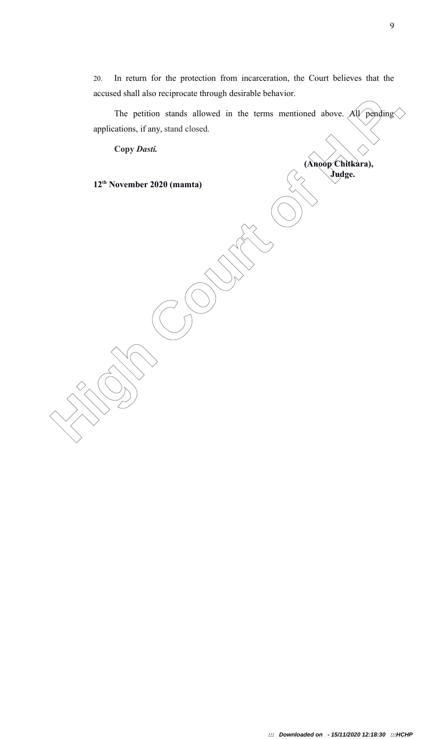20. In return for the protection from incarceration, the Court believes that the accused shall also reciprocate through desirable behavior.

The petition stands allowed in the terms mentioned above. All pending applications, if any, stand closed.

**Copy *Dasti.***

**(Anoop Chitkara),**
**Judge.**

**12th November 2020 (mamta)**